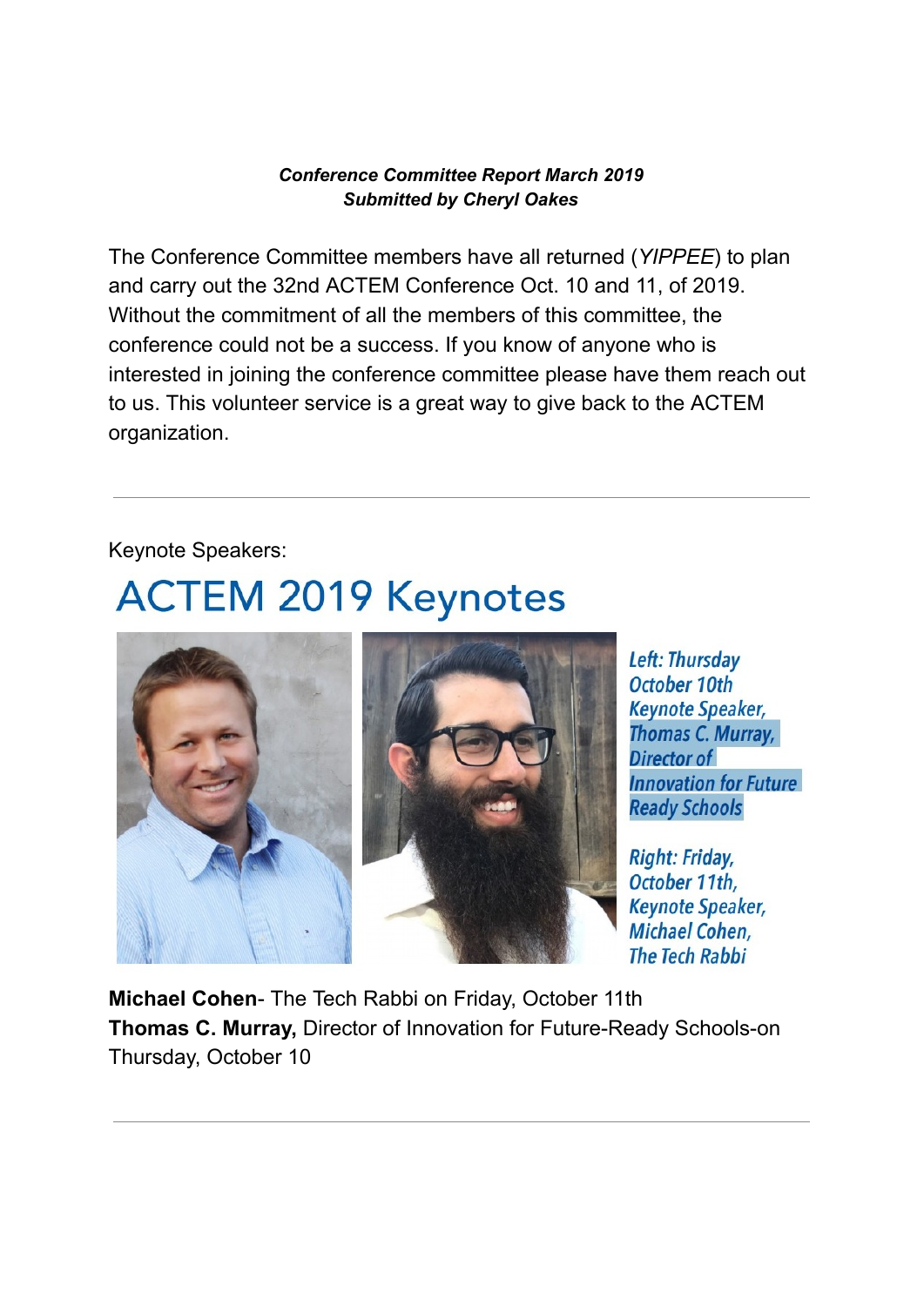***Conference Committee Report March 2019***
***Submitted by Cheryl Oakes***

The Conference Committee members have all returned (*YIPPEE*) to plan and carry out the 32nd ACTEM Conference Oct. 10 and 11, of 2019. Without the commitment of all the members of this committee, the conference could not be a success. If you know of anyone who is interested in joining the conference committee please have them reach out to us. This volunteer service is a great way to give back to the ACTEM organization.

---

Keynote Speakers:

# ACTEM 2019 Keynotes

*Left: Thursday October 10th Keynote Speaker, Thomas C. Murray, Director of Innovation for Future Ready Schools*

*Right: Friday, October 11th, Keynote Speaker, Michael Cohen, The Tech Rabbi*

**Michael Cohen**- The Tech Rabbi on Friday, October 11th
**Thomas C. Murray,** Director of Innovation for Future-Ready Schools-on Thursday, October 10

---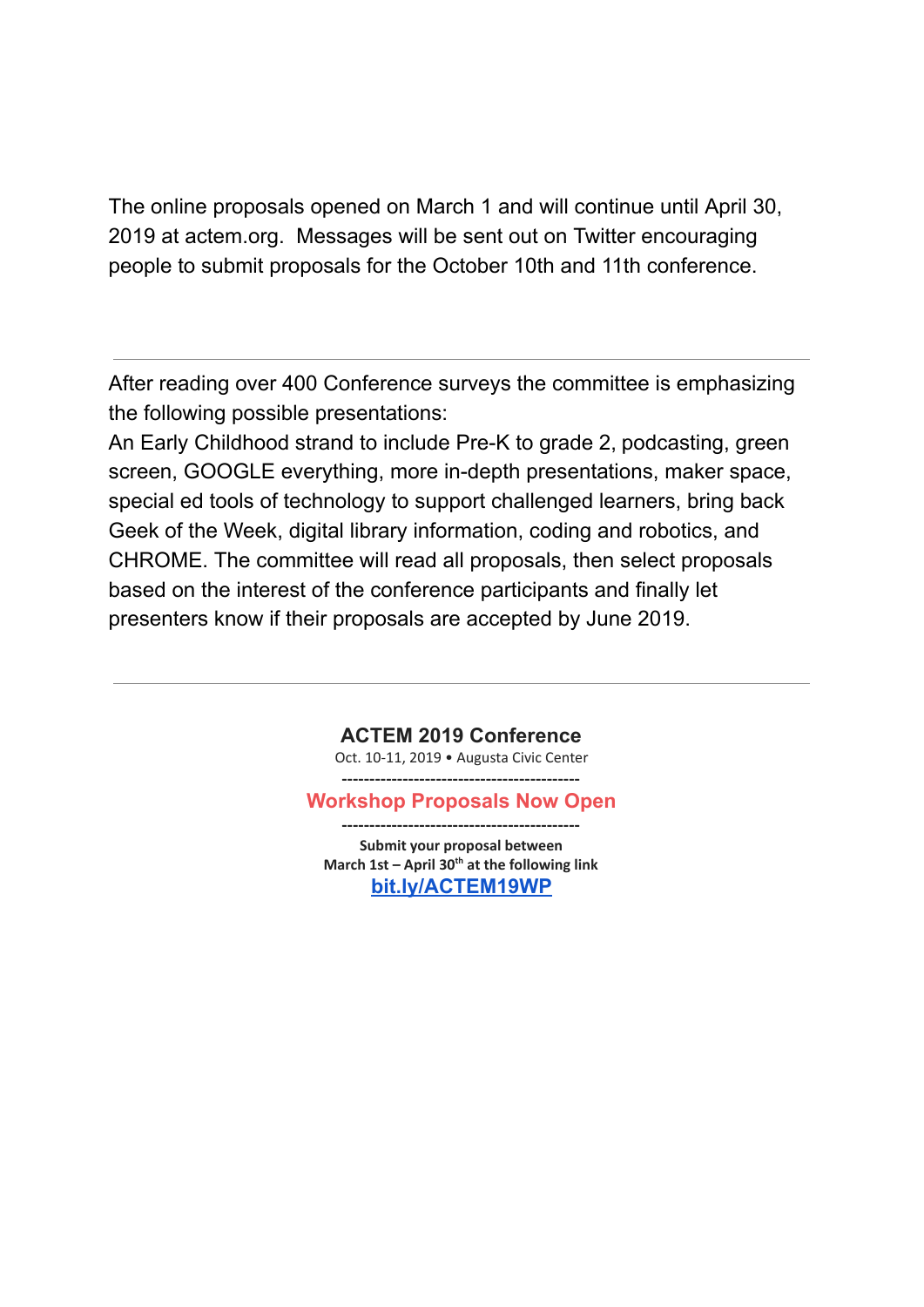The online proposals opened on March 1 and will continue until April 30, 2019 at actem.org. Messages will be sent out on Twitter encouraging people to submit proposals for the October 10th and 11th conference.

---

After reading over 400 Conference surveys the committee is emphasizing the following possible presentations:
An Early Childhood strand to include Pre-K to grade 2, podcasting, green screen, GOOGLE everything, more in-depth presentations, maker space, special ed tools of technology to support challenged learners, bring back Geek of the Week, digital library information, coding and robotics, and CHROME. The committee will read all proposals, then select proposals based on the interest of the conference participants and finally let presenters know if their proposals are accepted by June 2019.

---

**ACTEM 2019 Conference**

Oct. 10-11, 2019 • Augusta Civic Center

-------------------------------------------

**Workshop Proposals Now Open**

-------------------------------------------

**Submit your proposal between**
**March 1st – April 30th at the following link**

**bit.ly/ACTEM19WP**